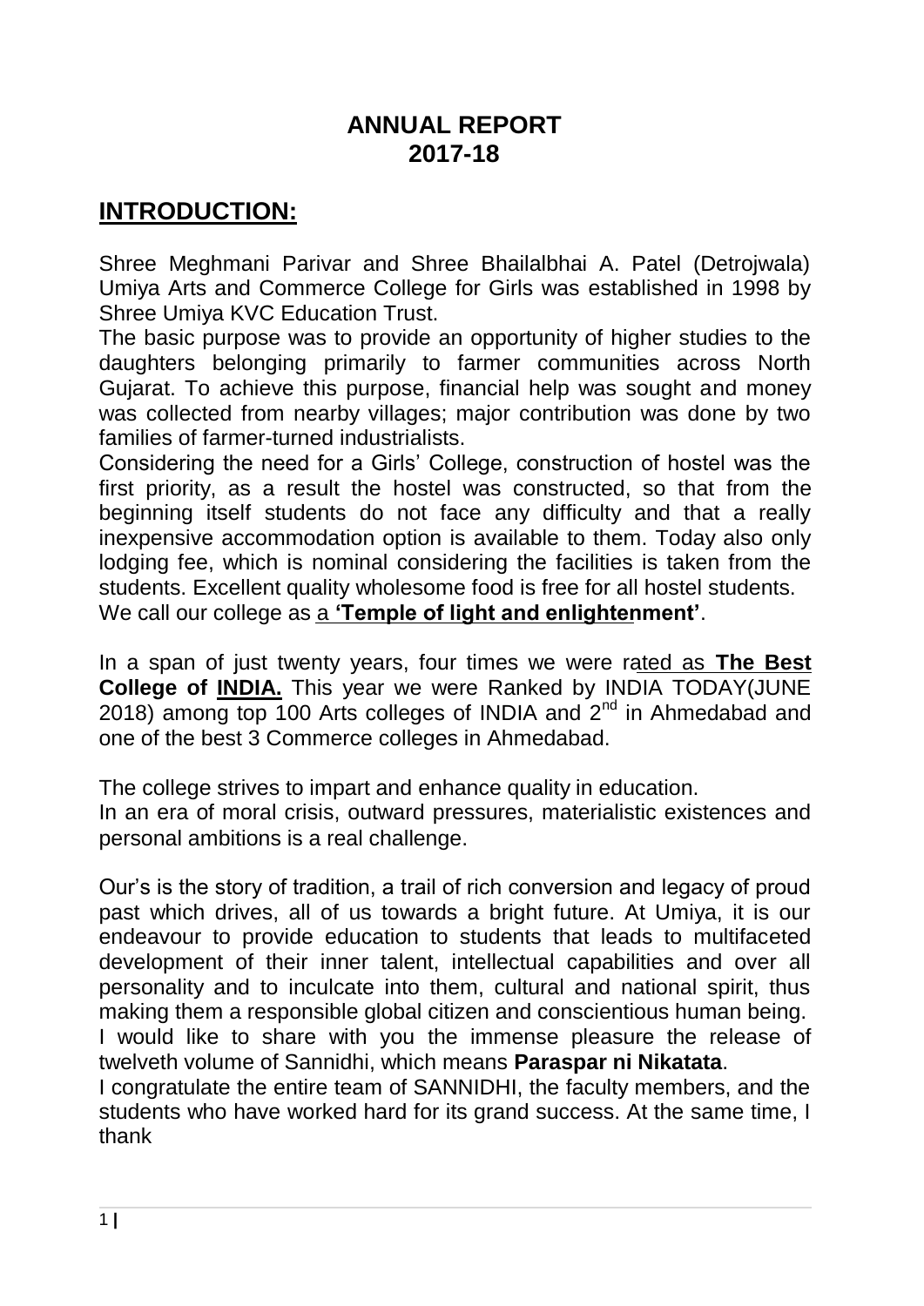# ANNUAL REPORT 2017-18

## INTRODUCTION:

Shree Meghmani Parivar and Shree Bhailalbhai A. Patel (Detrojwala) Umiya Arts and Commerce College for Girls was established in 1998 by Shree Umiya KVC Education Trust.

The basic purpose was to provide an opportunity of higher studies to the daughters belonging primarily to farmer communities across North Gujarat. To achieve this purpose, financial help was sought and money was collected from nearby villages; major contribution was done by two families of farmer-turned industrialists.

Considering the need for a Girls' College, construction of hostel was the first priority, as a result the hostel was constructed, so that from the beginning itself students do not face any difficulty and that a really inexpensive accommodation option is available to them. Today also only lodging fee, which is nominal considering the facilities is taken from the students. Excellent quality wholesome food is free for all hostel students.

We call our college as a **'Temple of light and enlightenment'**.

In a span of just twenty years, four times we were rated as **The Best College of INDIA.** This year we were Ranked by INDIA TODAY(JUNE 2018) among top 100 Arts colleges of INDIA and 2nd in Ahmedabad and one of the best 3 Commerce colleges in Ahmedabad.

The college strives to impart and enhance quality in education.

In an era of moral crisis, outward pressures, materialistic existences and personal ambitions is a real challenge.

Our's is the story of tradition, a trail of rich conversion and legacy of proud past which drives, all of us towards a bright future. At Umiya, it is our endeavour to provide education to students that leads to multifaceted development of their inner talent, intellectual capabilities and over all personality and to inculcate into them, cultural and national spirit, thus making them a responsible global citizen and conscientious human being.

I would like to share with you the immense pleasure the release of twelveth volume of Sannidhi, which means **Paraspar ni Nikatata**.

I congratulate the entire team of SANNIDHI, the faculty members, and the students who have worked hard for its grand success. At the same time, I thank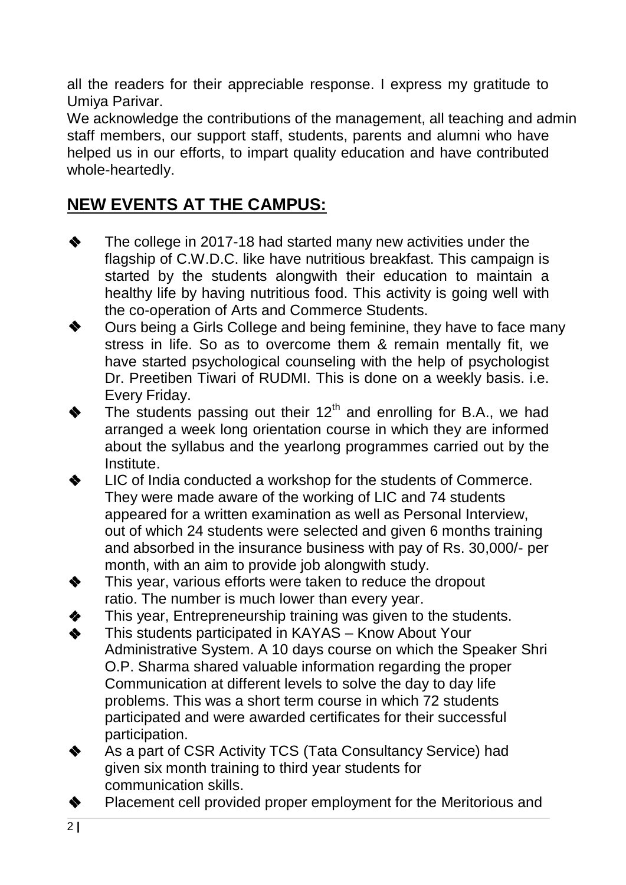all the readers for their appreciable response. I express my gratitude to Umiya Parivar.

We acknowledge the contributions of the management, all teaching and admin staff members, our support staff, students, parents and alumni who have helped us in our efforts, to impart quality education and have contributed whole-heartedly.

## NEW EVENTS AT THE CAMPUS:

- The college in 2017-18 had started many new activities under the flagship of C.W.D.C. like have nutritious breakfast. This campaign is started by the students alongwith their education to maintain a healthy life by having nutritious food. This activity is going well with the co-operation of Arts and Commerce Students.
- Ours being a Girls College and being feminine, they have to face many stress in life. So as to overcome them & remain mentally fit, we have started psychological counseling with the help of psychologist Dr. Preetiben Tiwari of RUDMI. This is done on a weekly basis. i.e. Every Friday.
- The students passing out their 12th and enrolling for B.A., we had arranged a week long orientation course in which they are informed about the syllabus and the yearlong programmes carried out by the Institute.
- LIC of India conducted a workshop for the students of Commerce. They were made aware of the working of LIC and 74 students appeared for a written examination as well as Personal Interview, out of which 24 students were selected and given 6 months training and absorbed in the insurance business with pay of Rs. 30,000/- per month, with an aim to provide job alongwith study.
- This year, various efforts were taken to reduce the dropout ratio. The number is much lower than every year.
- This year, Entrepreneurship training was given to the students.
- This students participated in KAYAS – Know About Your Administrative System. A 10 days course on which the Speaker Shri O.P. Sharma shared valuable information regarding the proper Communication at different levels to solve the day to day life problems. This was a short term course in which 72 students participated and were awarded certificates for their successful participation.
- As a part of CSR Activity TCS (Tata Consultancy Service) had given six month training to third year students for communication skills.
- Placement cell provided proper employment for the Meritorious and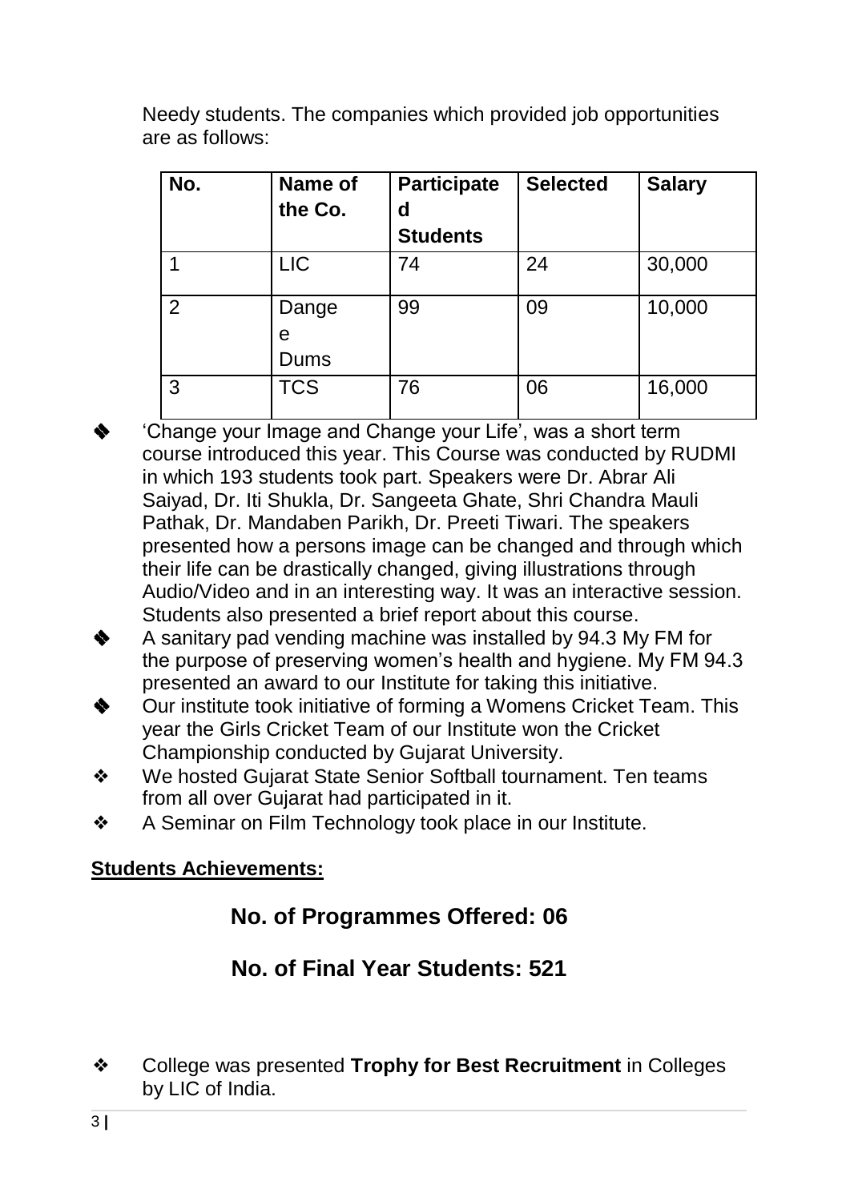Needy students. The companies which provided job opportunities are as follows:

| No. | Name of the Co. | Participated Students | Selected | Salary |
|---|---|---|---|---|
| 1 | LIC | 74 | 24 | 30,000 |
| 2 | Dangee Dums | 99 | 09 | 10,000 |
| 3 | TCS | 76 | 06 | 16,000 |

- 'Change your Image and Change your Life', was a short term course introduced this year. This Course was conducted by RUDMI in which 193 students took part. Speakers were Dr. Abrar Ali Saiyad, Dr. Iti Shukla, Dr. Sangeeta Ghate, Shri Chandra Mauli Pathak, Dr. Mandaben Parikh, Dr. Preeti Tiwari. The speakers presented how a persons image can be changed and through which their life can be drastically changed, giving illustrations through Audio/Video and in an interesting way. It was an interactive session. Students also presented a brief report about this course.
- A sanitary pad vending machine was installed by 94.3 My FM for the purpose of preserving women's health and hygiene. My FM 94.3 presented an award to our Institute for taking this initiative.
- Our institute took initiative of forming a Womens Cricket Team. This year the Girls Cricket Team of our Institute won the Cricket Championship conducted by Gujarat University.
- We hosted Gujarat State Senior Softball tournament. Ten teams from all over Gujarat had participated in it.
- A Seminar on Film Technology took place in our Institute.

**Students Achievements:**

**No. of Programmes Offered: 06**

**No. of Final Year Students: 521**

- College was presented **Trophy for Best Recruitment** in Colleges by LIC of India.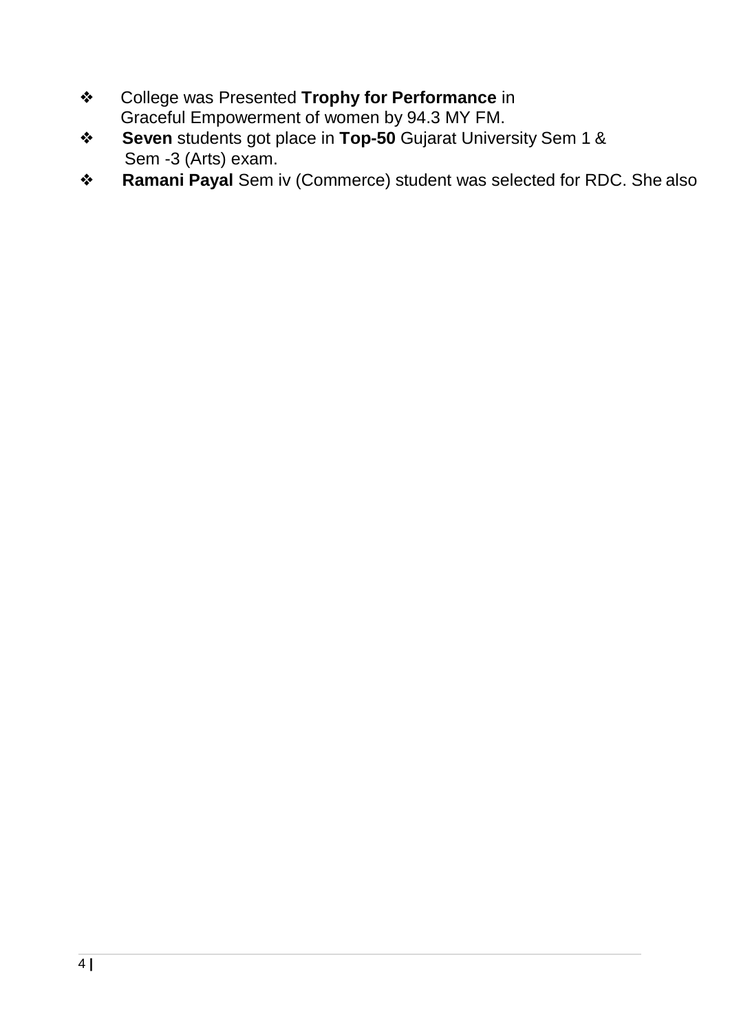- College was Presented **Trophy for Performance** in Graceful Empowerment of women by 94.3 MY FM.
- **Seven** students got place in **Top-50** Gujarat University Sem 1 & Sem -3 (Arts) exam.
- **Ramani Payal** Sem iv (Commerce) student was selected for RDC. She also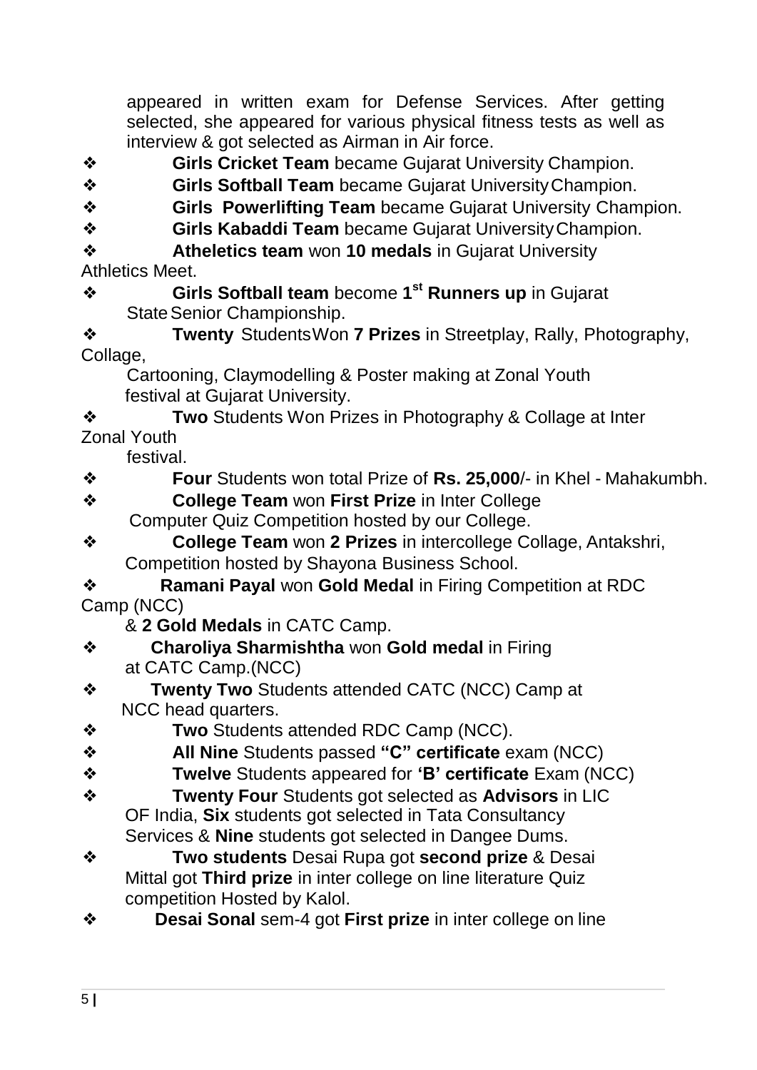appeared in written exam for Defense Services. After getting selected, she appeared for various physical fitness tests as well as interview & got selected as Airman in Air force.

- **Girls Cricket Team** became Gujarat University Champion.
- **Girls Softball Team** became Gujarat University Champion.
- **Girls Powerlifting Team** became Gujarat University Champion.
- **Girls Kabaddi Team** became Gujarat University Champion.
- **Atheletics team** won **10 medals** in Gujarat University Athletics Meet.
- **Girls Softball team** become **1st Runners up** in Gujarat State Senior Championship.
- **Twenty** Students Won **7 Prizes** in Streetplay, Rally, Photography, Collage, Cartooning, Claymodelling & Poster making at Zonal Youth festival at Gujarat University.
- **Two** Students Won Prizes in Photography & Collage at Inter Zonal Youth festival.
- **Four** Students won total Prize of **Rs. 25,000**/- in Khel - Mahakumbh.
- **College Team** won **First Prize** in Inter College Computer Quiz Competition hosted by our College.
- **College Team** won **2 Prizes** in intercollege Collage, Antakshri, Competition hosted by Shayona Business School.
- **Ramani Payal** won **Gold Medal** in Firing Competition at RDC Camp (NCC) & **2 Gold Medals** in CATC Camp.
- **Charoliya Sharmishtha** won **Gold medal** in Firing at CATC Camp.(NCC)
- **Twenty Two** Students attended CATC (NCC) Camp at NCC head quarters.
- **Two** Students attended RDC Camp (NCC).
- **All Nine** Students passed **"C" certificate** exam (NCC)
- **Twelve** Students appeared for **'B' certificate** Exam (NCC)
- **Twenty Four** Students got selected as **Advisors** in LIC OF India, **Six** students got selected in Tata Consultancy Services & **Nine** students got selected in Dangee Dums.
- **Two students** Desai Rupa got **second prize** & Desai Mittal got **Third prize** in inter college on line literature Quiz competition Hosted by Kalol.
- **Desai Sonal** sem-4 got **First prize** in inter college on line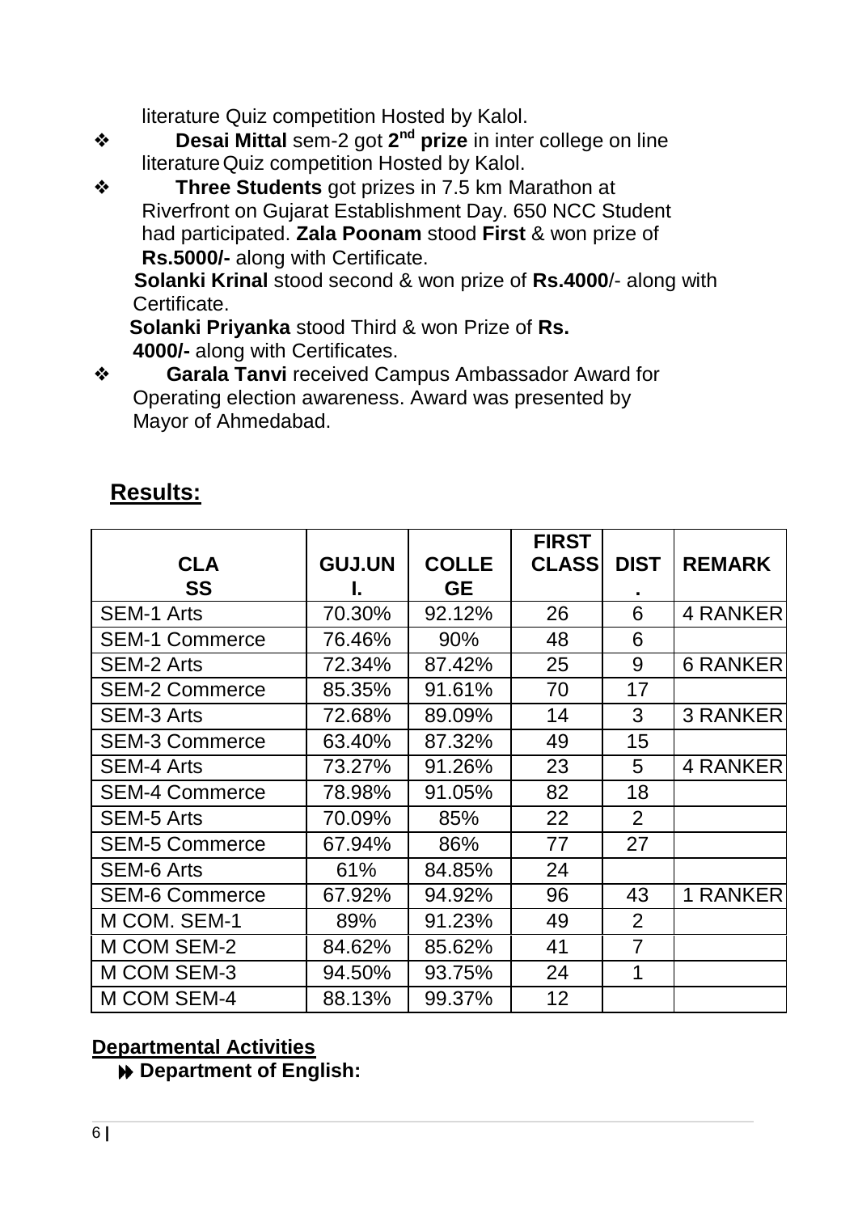literature Quiz competition Hosted by Kalol.

- **Desai Mittal** sem-2 got **2nd prize** in inter college on line literature Quiz competition Hosted by Kalol.
- **Three Students** got prizes in 7.5 km Marathon at Riverfront on Gujarat Establishment Day. 650 NCC Student had participated. **Zala Poonam** stood **First** & won prize of **Rs.5000/-** along with Certificate.
  **Solanki Krinal** stood second & won prize of **Rs.4000**/- along with Certificate.
  **Solanki Priyanka** stood Third & won Prize of **Rs. 4000/-** along with Certificates.
- **Garala Tanvi** received Campus Ambassador Award for Operating election awareness. Award was presented by Mayor of Ahmedabad.

## Results:

| CLASS | GUJ.UNI. | COLLEGE | FIRST CLASS | DIST. | REMARK |
|---|---|---|---|---|---|
| SEM-1 Arts | 70.30% | 92.12% | 26 | 6 | 4 RANKER |
| SEM-1 Commerce | 76.46% | 90% | 48 | 6 | |
| SEM-2 Arts | 72.34% | 87.42% | 25 | 9 | 6 RANKER |
| SEM-2 Commerce | 85.35% | 91.61% | 70 | 17 | |
| SEM-3 Arts | 72.68% | 89.09% | 14 | 3 | 3 RANKER |
| SEM-3 Commerce | 63.40% | 87.32% | 49 | 15 | |
| SEM-4 Arts | 73.27% | 91.26% | 23 | 5 | 4 RANKER |
| SEM-4 Commerce | 78.98% | 91.05% | 82 | 18 | |
| SEM-5 Arts | 70.09% | 85% | 22 | 2 | |
| SEM-5 Commerce | 67.94% | 86% | 77 | 27 | |
| SEM-6 Arts | 61% | 84.85% | 24 | | |
| SEM-6 Commerce | 67.92% | 94.92% | 96 | 43 | 1 RANKER |
| M COM. SEM-1 | 89% | 91.23% | 49 | 2 | |
| M COM SEM-2 | 84.62% | 85.62% | 41 | 7 | |
| M COM SEM-3 | 94.50% | 93.75% | 24 | 1 | |
| M COM SEM-4 | 88.13% | 99.37% | 12 | | |

**Departmental Activities**

- **Department of English:**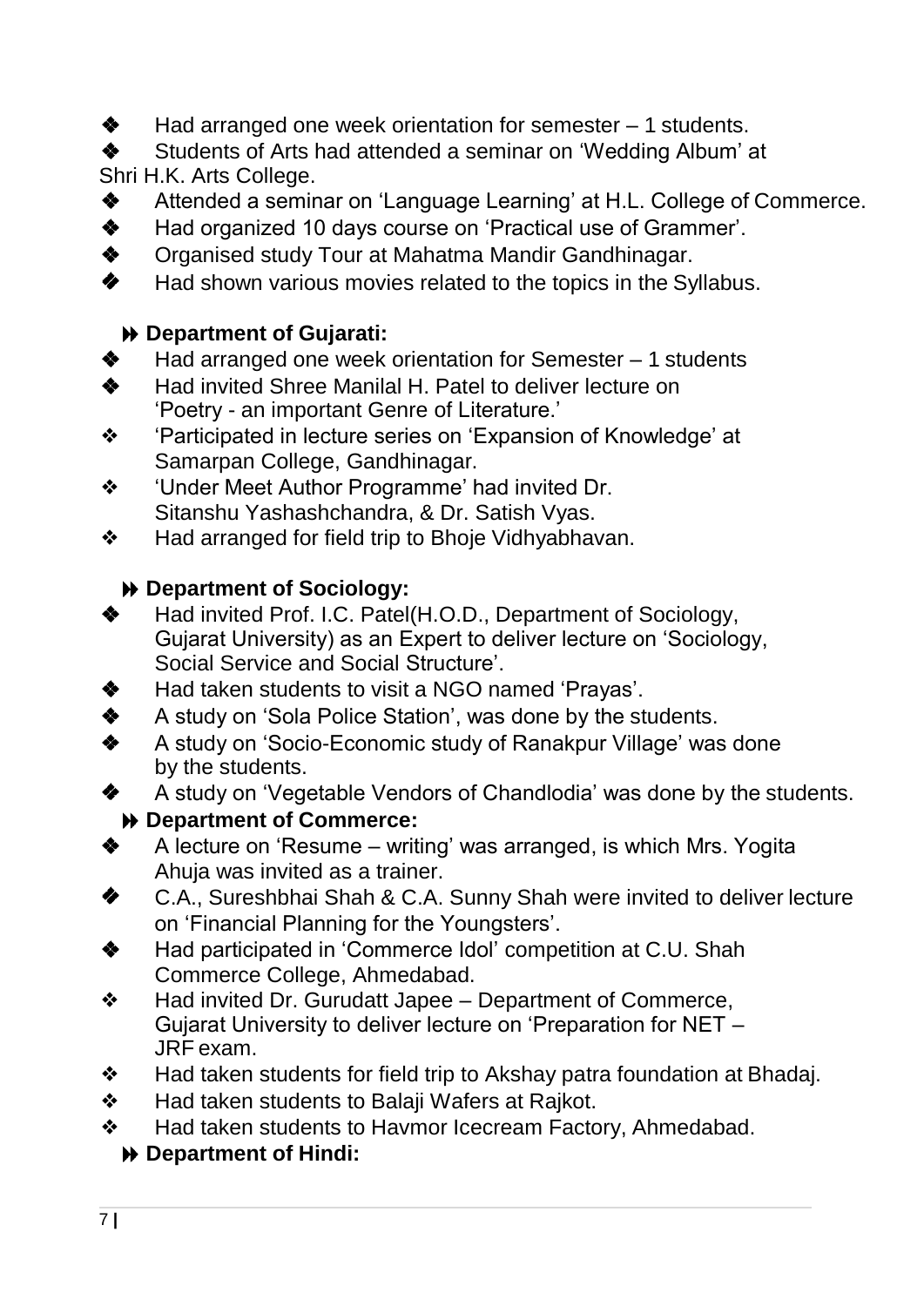- Had arranged one week orientation for semester – 1 students.
- Students of Arts had attended a seminar on 'Wedding Album' at Shri H.K. Arts College.
- Attended a seminar on 'Language Learning' at H.L. College of Commerce.
- Had organized 10 days course on 'Practical use of Grammer'.
- Organised study Tour at Mahatma Mandir Gandhinagar.
- Had shown various movies related to the topics in the Syllabus.

### Department of Gujarati:

- Had arranged one week orientation for Semester – 1 students
- Had invited Shree Manilal H. Patel to deliver lecture on 'Poetry - an important Genre of Literature.'
- 'Participated in lecture series on 'Expansion of Knowledge' at Samarpan College, Gandhinagar.
- 'Under Meet Author Programme' had invited Dr. Sitanshu Yashashchandra, & Dr. Satish Vyas.
- Had arranged for field trip to Bhoje Vidhyabhavan.

### Department of Sociology:

- Had invited Prof. I.C. Patel(H.O.D., Department of Sociology, Gujarat University) as an Expert to deliver lecture on 'Sociology, Social Service and Social Structure'.
- Had taken students to visit a NGO named 'Prayas'.
- A study on 'Sola Police Station', was done by the students.
- A study on 'Socio-Economic study of Ranakpur Village' was done by the students.
- A study on 'Vegetable Vendors of Chandlodia' was done by the students.

### Department of Commerce:

- A lecture on 'Resume – writing' was arranged, is which Mrs. Yogita Ahuja was invited as a trainer.
- C.A., Sureshbhai Shah & C.A. Sunny Shah were invited to deliver lecture on 'Financial Planning for the Youngsters'.
- Had participated in 'Commerce Idol' competition at C.U. Shah Commerce College, Ahmedabad.
- Had invited Dr. Gurudatt Japee – Department of Commerce, Gujarat University to deliver lecture on 'Preparation for NET – JRF exam.
- Had taken students for field trip to Akshay patra foundation at Bhadaj.
- Had taken students to Balaji Wafers at Rajkot.
- Had taken students to Havmor Icecream Factory, Ahmedabad.

### Department of Hindi: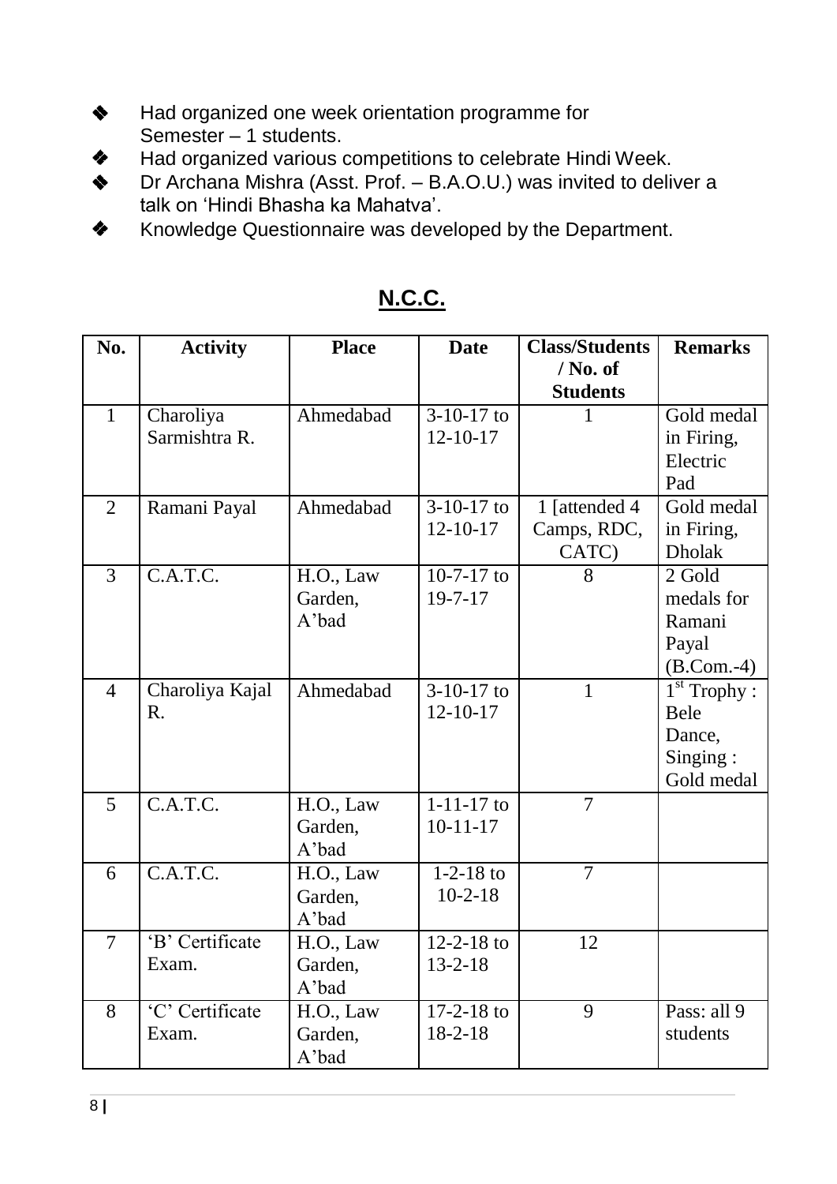- Had organized one week orientation programme for Semester – 1 students.
- Had organized various competitions to celebrate Hindi Week.
- Dr Archana Mishra (Asst. Prof. – B.A.O.U.) was invited to deliver a talk on 'Hindi Bhasha ka Mahatva'.
- Knowledge Questionnaire was developed by the Department.

## N.C.C.

| No. | Activity | Place | Date | Class/Students / No. of Students | Remarks |
|---|---|---|---|---|---|
| 1 | Charoliya Sarmishtra R. | Ahmedabad | 3-10-17 to 12-10-17 | 1 | Gold medal in Firing, Electric Pad |
| 2 | Ramani Payal | Ahmedabad | 3-10-17 to 12-10-17 | 1 [attended 4 Camps, RDC, CATC) | Gold medal in Firing, Dholak |
| 3 | C.A.T.C. | H.O., Law Garden, A'bad | 10-7-17 to 19-7-17 | 8 | 2 Gold medals for Ramani Payal (B.Com.-4) |
| 4 | Charoliya Kajal R. | Ahmedabad | 3-10-17 to 12-10-17 | 1 | 1st Trophy : Bele Dance, Singing : Gold medal |
| 5 | C.A.T.C. | H.O., Law Garden, A'bad | 1-11-17 to 10-11-17 | 7 | |
| 6 | C.A.T.C. | H.O., Law Garden, A'bad | 1-2-18 to 10-2-18 | 7 | |
| 7 | 'B' Certificate Exam. | H.O., Law Garden, A'bad | 12-2-18 to 13-2-18 | 12 | |
| 8 | 'C' Certificate Exam. | H.O., Law Garden, A'bad | 17-2-18 to 18-2-18 | 9 | Pass: all 9 students |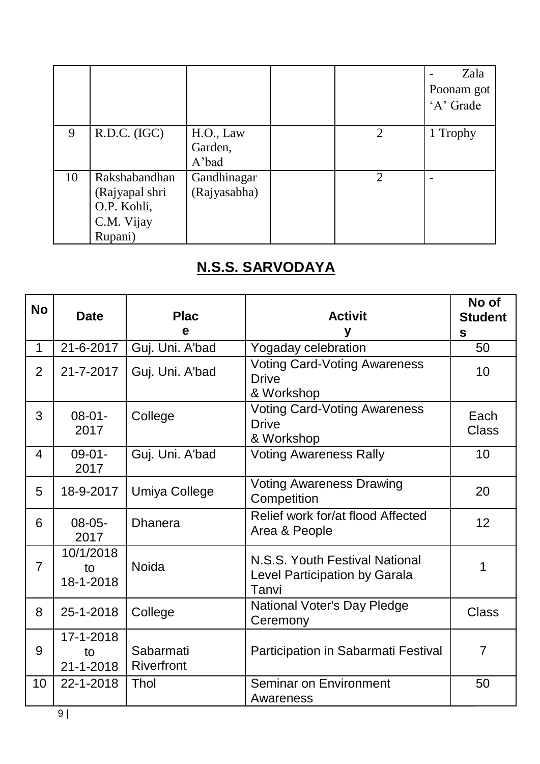| | | | | | - Zala Poonam got 'A' Grade |
|---|---|---|---|---|---|
| 9 | R.D.C. (IGC) | H.O., Law Garden, A'bad | | 2 | 1 Trophy |
| 10 | Rakshabandhan (Rajyapal shri O.P. Kohli, C.M. Vijay Rupani) | Gandhinagar (Rajyasabha) | | 2 | - |

## N.S.S. SARVODAYA

| No | Date | Place | Activity | No of Students |
|---|---|---|---|---|
| 1 | 21-6-2017 | Guj. Uni. A'bad | Yogaday celebration | 50 |
| 2 | 21-7-2017 | Guj. Uni. A'bad | Voting Card-Voting Awareness Drive & Workshop | 10 |
| 3 | 08-01-2017 | College | Voting Card-Voting Awareness Drive & Workshop | Each Class |
| 4 | 09-01-2017 | Guj. Uni. A'bad | Voting Awareness Rally | 10 |
| 5 | 18-9-2017 | Umiya College | Voting Awareness Drawing Competition | 20 |
| 6 | 08-05-2017 | Dhanera | Relief work for/at flood Affected Area & People | 12 |
| 7 | 10/1/2018 to 18-1-2018 | Noida | N.S.S. Youth Festival National Level Participation by Garala Tanvi | 1 |
| 8 | 25-1-2018 | College | National Voter's Day Pledge Ceremony | Class |
| 9 | 17-1-2018 to 21-1-2018 | Sabarmati Riverfront | Participation in Sabarmati Festival | 7 |
| 10 | 22-1-2018 | Thol | Seminar on Environment Awareness | 50 |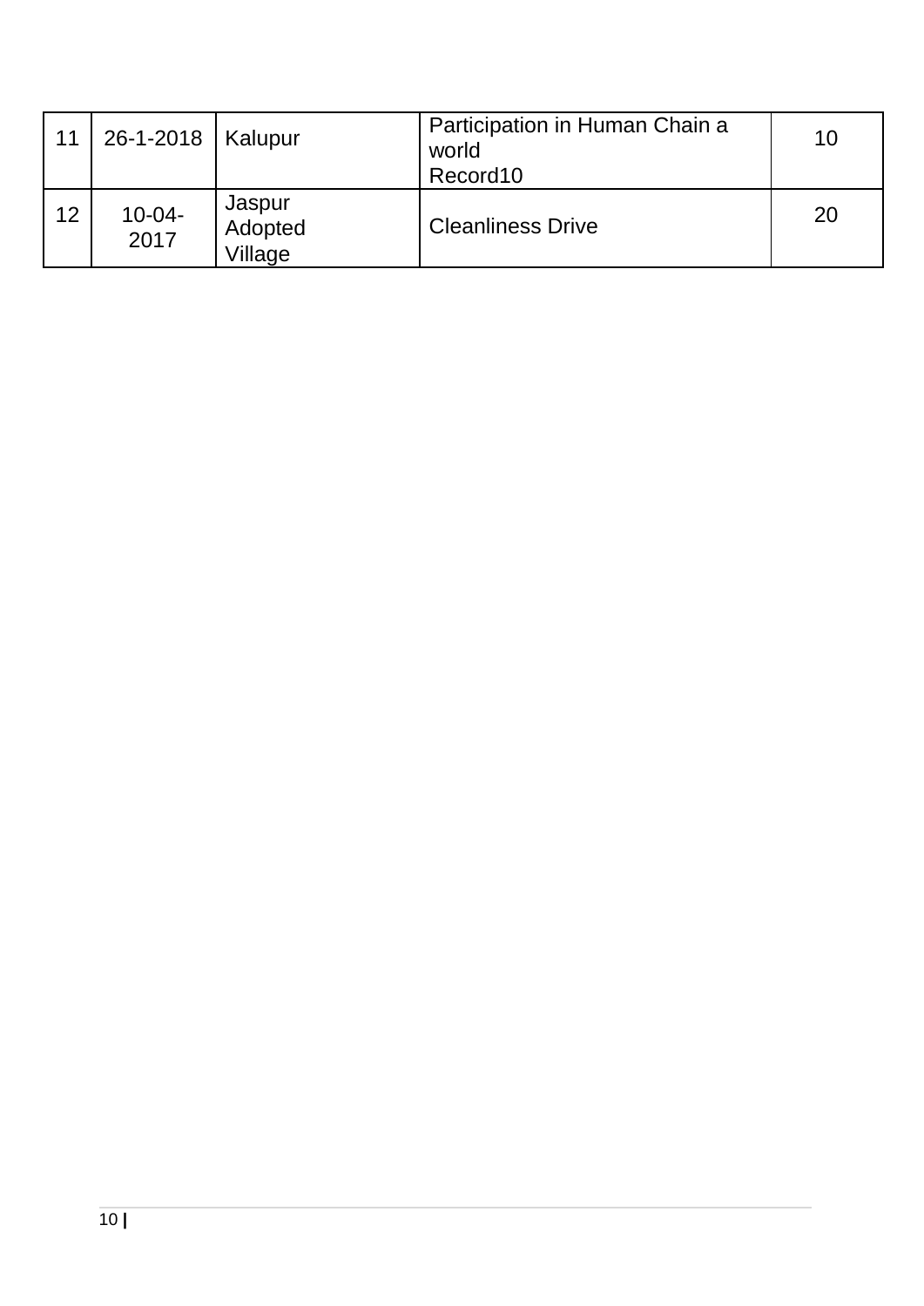| 11 | 26-1-2018 | Kalupur | Participation in Human Chain a world Record10 | 10 |
|---|---|---|---|---|
| 12 | 10-04-2017 | Jaspur Adopted Village | Cleanliness Drive | 20 |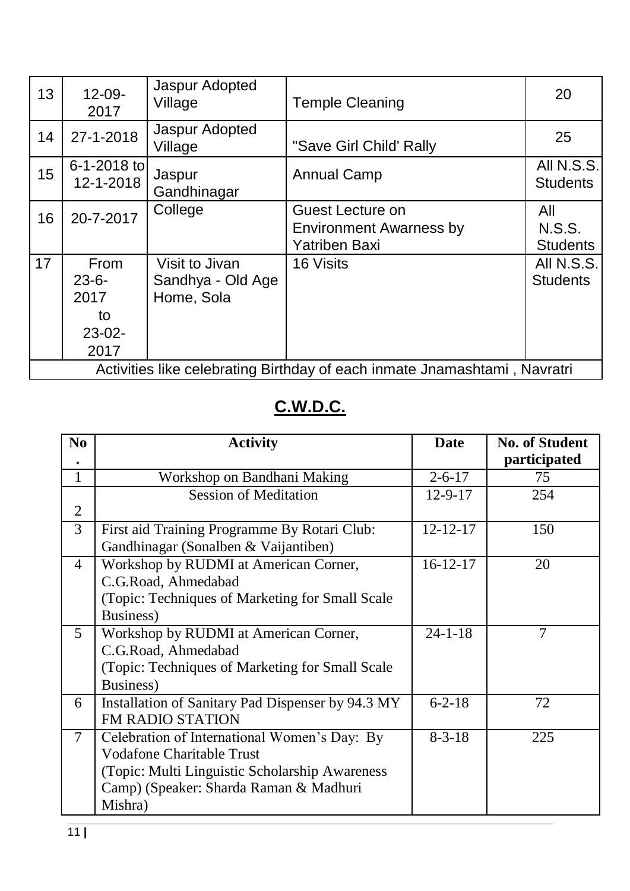| 13 | 12-09-2017 | Jaspur Adopted Village | Temple Cleaning | 20 |
|---|---|---|---|---|
| 14 | 27-1-2018 | Jaspur Adopted Village | "Save Girl Child' Rally | 25 |
| 15 | 6-1-2018 to 12-1-2018 | Jaspur Gandhinagar | Annual Camp | All N.S.S. Students |
| 16 | 20-7-2017 | College | Guest Lecture on Environment Awarness by Yatriben Baxi | All N.S.S. Students |
| 17 | From 23-6-2017 to 23-02-2017 | Visit to Jivan Sandhya - Old Age Home, Sola | 16 Visits | All N.S.S. Students |
| Activities like celebrating Birthday of each inmate Jnamashtami , Navratri | | | | |

## C.W.D.C.

| No. | Activity | Date | No. of Student participated |
|---|---|---|---|
| 1 | Workshop on Bandhani Making | 2-6-17 | 75 |
| 2 | Session of Meditation | 12-9-17 | 254 |
| 3 | First aid Training Programme By Rotari Club: Gandhinagar (Sonalben & Vaijantiben) | 12-12-17 | 150 |
| 4 | Workshop by RUDMI at American Corner, C.G.Road, Ahmedabad (Topic: Techniques of Marketing for Small Scale Business) | 16-12-17 | 20 |
| 5 | Workshop by RUDMI at American Corner, C.G.Road, Ahmedabad (Topic: Techniques of Marketing for Small Scale Business) | 24-1-18 | 7 |
| 6 | Installation of Sanitary Pad Dispenser by 94.3 MY FM RADIO STATION | 6-2-18 | 72 |
| 7 | Celebration of International Women's Day: By Vodafone Charitable Trust (Topic: Multi Linguistic Scholarship Awareness Camp) (Speaker: Sharda Raman & Madhuri Mishra) | 8-3-18 | 225 |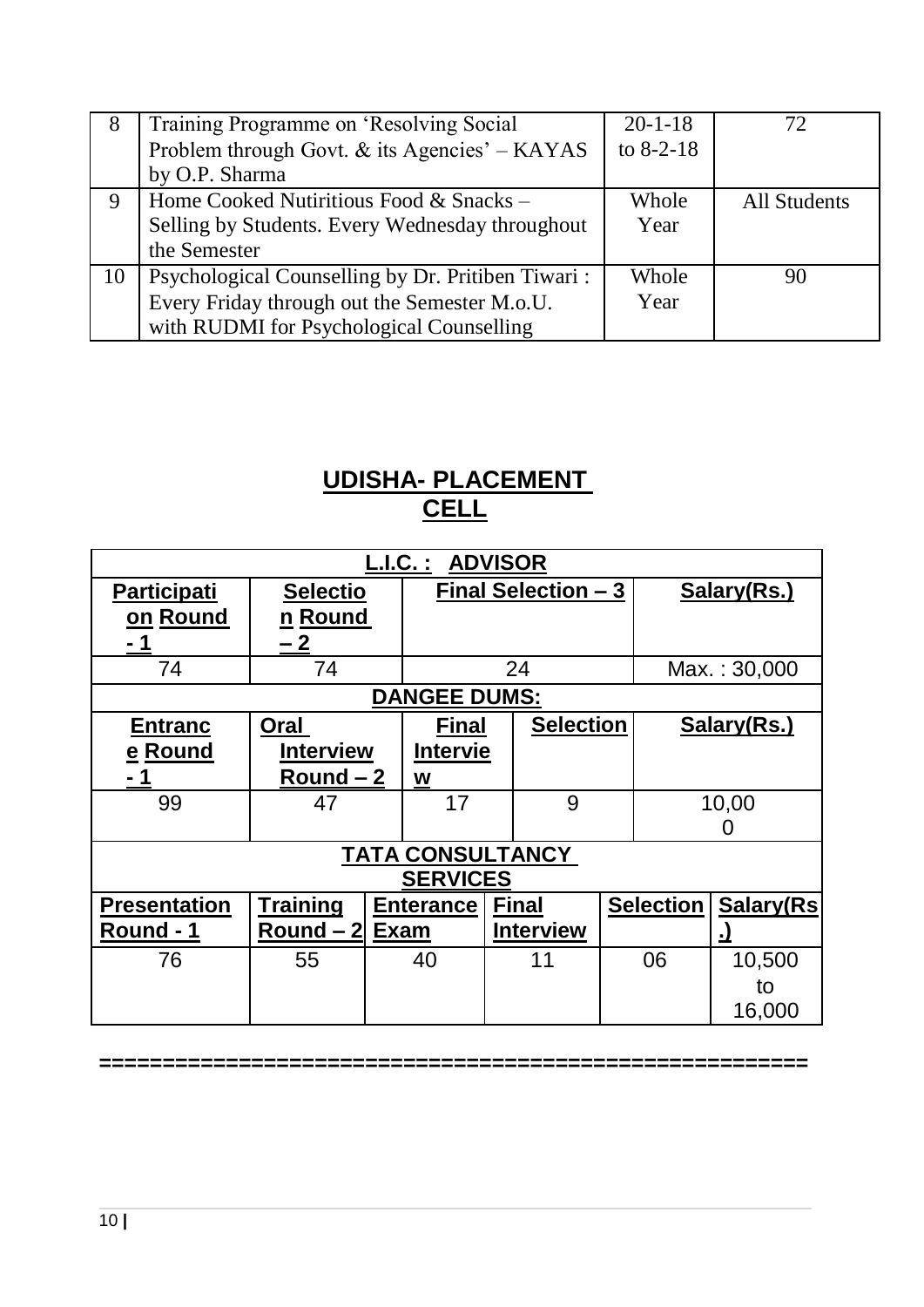| | | | |
|---|---|---|---|
| 8 | Training Programme on 'Resolving Social Problem through Govt. & its Agencies' – KAYAS by O.P. Sharma | 20-1-18 to 8-2-18 | 72 |
| 9 | Home Cooked Nutiritious Food & Snacks – Selling by Students. Every Wednesday throughout the Semester | Whole Year | All Students |
| 10 | Psychological Counselling by Dr. Pritiben Tiwari : Every Friday through out the Semester M.o.U. with RUDMI for Psychological Counselling | Whole Year | 90 |

## UDISHA- PLACEMENT CELL

**L.I.C. : ADVISOR**

| Participation Round - 1 | Selection Round – 2 | Final Selection – 3 | Salary(Rs.) |
|---|---|---|---|
| 74 | 74 | 24 | Max. : 30,000 |

**DANGEE DUMS:**

| Entrance Round - 1 | Oral Interview Round – 2 | Final Interview | Selection | Salary(Rs.) |
|---|---|---|---|---|
| 99 | 47 | 17 | 9 | 10,000 |

**TATA CONSULTANCY SERVICES**

| Presentation Round - 1 | Training Round – 2 | Enterance Exam | Final Interview | Selection | Salary(Rs.) |
|---|---|---|---|---|---|
| 76 | 55 | 40 | 11 | 06 | 10,500 to 16,000 |

=======================================================